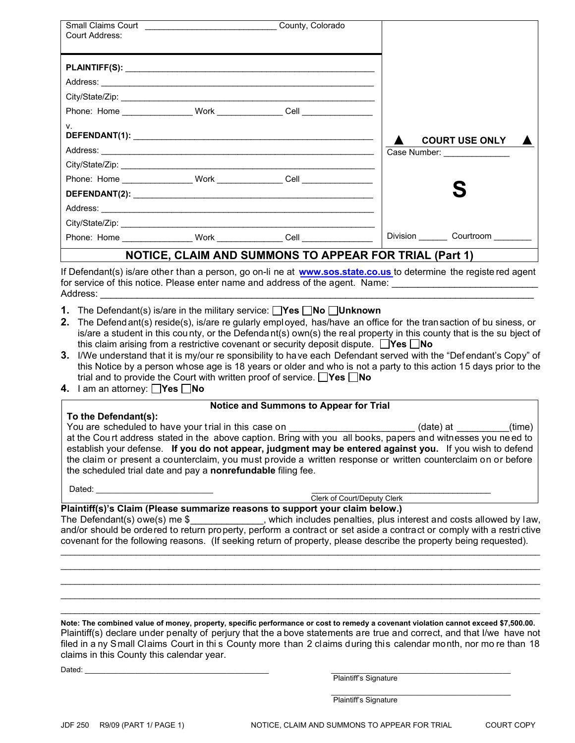Small Claims Court ____________________ County, Colorado
Court Address:

**PLAINTIFF(S):** ________________________________________

Address: ________________________________________

City/State/Zip: ________________________________________

Phone: Home ______________ Work ______________ Cell ______________

v.

**DEFENDANT(1):** ________________________________________

Address: ________________________________________

City/State/Zip: ________________________________________

Phone: Home ______________ Work ______________ Cell ______________

**DEFENDANT(2):** ________________________________________

Address: ________________________________________

City/State/Zip: ________________________________________

Phone: Home ______________ Work ______________ Cell ______________

▲ **COURT USE ONLY** ▲

Case Number: ______________

**S**

Division ______ Courtroom ________

## NOTICE, CLAIM AND SUMMONS TO APPEAR FOR TRIAL (Part 1)

If Defendant(s) is/are other than a person, go on-line at www.sos.state.co.us to determine the registered agent for service of this notice. Please enter name and address of the agent. Name: ____________________________
Address: ________________________________________________________________

1. The Defendant(s) is/are in the military service: ☐Yes ☐No ☐Unknown
2. The Defendant(s) reside(s), is/are regularly employed, has/have an office for the transaction of business, or is/are a student in this county, or the Defendant(s) own(s) the real property in this county that is the subject of this claim arising from a restrictive covenant or security deposit dispute. ☐Yes ☐No
3. I/We understand that it is my/our responsibility to have each Defendant served with the "Defendant's Copy" of this Notice by a person whose age is 18 years or older and who is not a party to this action 15 days prior to the trial and to provide the Court with written proof of service. ☐Yes ☐No
4. I am an attorney: ☐Yes ☐No

### Notice and Summons to Appear for Trial

**To the Defendant(s):**
You are scheduled to have your trial in this case on ______________________ (date) at __________(time) at the Court address stated in the above caption. Bring with you all books, papers and witnesses you need to establish your defense. **If you do not appear, judgment may be entered against you.** If you wish to defend the claim or present a counterclaim, you must provide a written response or written counterclaim on or before the scheduled trial date and pay a **nonrefundable** filing fee.

Dated: ________________________  ________________________________
Clerk of Court/Deputy Clerk

**Plaintiff(s)'s Claim (Please summarize reasons to support your claim below.)**

The Defendant(s) owe(s) me $_____________, which includes penalties, plus interest and costs allowed by law, and/or should be ordered to return property, perform a contract or set aside a contract or comply with a restrictive covenant for the following reasons. (If seeking return of property, please describe the property being requested).

________________________________________________________________

________________________________________________________________

________________________________________________________________

________________________________________________________________

________________________________________________________________

**Note: The combined value of money, property, specific performance or cost to remedy a covenant violation cannot exceed $7,500.00.**

Plaintiff(s) declare under penalty of perjury that the above statements are true and correct, and that I/we have not filed in any Small Claims Court in this County more than 2 claims during this calendar month, nor more than 18 claims in this County this calendar year.

Dated: ________________________________________

________________________________
Plaintiff's Signature

________________________________
Plaintiff's Signature

JDF 250 R9/09 (PART 1/ PAGE 1) NOTICE, CLAIM AND SUMMONS TO APPEAR FOR TRIAL COURT COPY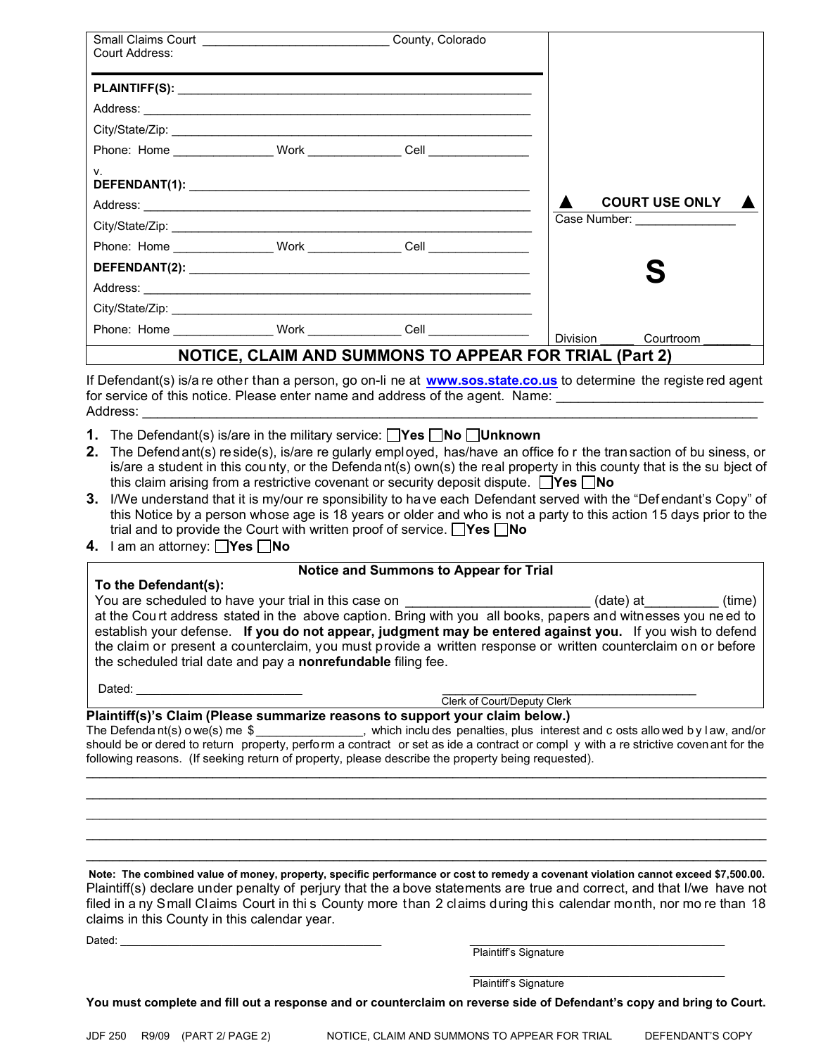Small Claims Court ___________________________ County, Colorado
Court Address:

**PLAINTIFF(S):** ______________________________________________________

Address: ______________________________________________________

City/State/Zip: ______________________________________________________

Phone: Home _______________ Work ______________ Cell _______________

v.

**DEFENDANT(1):** ______________________________________________________

Address: ______________________________________________________

City/State/Zip: ______________________________________________________

Phone: Home _______________ Work ______________ Cell _______________

**DEFENDANT(2):** ______________________________________________________

Address: ______________________________________________________

City/State/Zip: ______________________________________________________

Phone: Home _______________ Work ______________ Cell _______________

▲ **COURT USE ONLY** ▲

Case Number: _______________

**S**

Division ______ Courtroom ________

## NOTICE, CLAIM AND SUMMONS TO APPEAR FOR TRIAL (Part 2)

If Defendant(s) is/are other than a person, go on-line at **www.sos.state.co.us** to determine the registered agent for service of this notice. Please enter name and address of the agent. Name: ___________________________ Address: ______________________________________________________________________________

1. The Defendant(s) is/are in the military service: ☐**Yes** ☐**No** ☐**Unknown**
2. The Defendant(s) reside(s), is/are regularly employed, has/have an office for the transaction of business, or is/are a student in this county, or the Defendant(s) own(s) the real property in this county that is the subject of this claim arising from a restrictive covenant or security deposit dispute. ☐**Yes** ☐**No**
3. I/We understand that it is my/our responsibility to have each Defendant served with the "Defendant's Copy" of this Notice by a person whose age is 18 years or older and who is not a party to this action 15 days prior to the trial and to provide the Court with written proof of service. ☐**Yes** ☐**No**
4. I am an attorney: ☐**Yes** ☐**No**

### Notice and Summons to Appear for Trial

**To the Defendant(s):**

You are scheduled to have your trial in this case on _________________________ (date) at__________ (time) at the Court address stated in the above caption. Bring with you all books, papers and witnesses you need to establish your defense. **If you do not appear, judgment may be entered against you.** If you wish to defend the claim or present a counterclaim, you must provide a written response or written counterclaim on or before the scheduled trial date and pay a **nonrefundable** filing fee.

Dated: ________________________ ____________________________________

Clerk of Court/Deputy Clerk

**Plaintiff(s)'s Claim (Please summarize reasons to support your claim below.)**

The Defendant(s) owe(s) me $________________, which includes penalties, plus interest and costs allowed by law, and/or should be ordered to return property, perform a contract or set aside a contract or comply with a restrictive covenant for the following reasons. (If seeking return of property, please describe the property being requested).

______________________________________________________________________________

______________________________________________________________________________

______________________________________________________________________________

______________________________________________________________________________

______________________________________________________________________________

**Note: The combined value of money, property, specific performance or cost to remedy a covenant violation cannot exceed $7,500.00.**

Plaintiff(s) declare under penalty of perjury that the above statements are true and correct, and that I/we have not filed in any Small Claims Court in this County more than 2 claims during this calendar month, nor more than 18 claims in this County in this calendar year.

Dated: ________________________________________ ____________________________________

Plaintiff's Signature

____________________________________

Plaintiff's Signature

**You must complete and fill out a response and or counterclaim on reverse side of Defendant's copy and bring to Court.**

JDF 250 R9/09 (PART 2/ PAGE 2) NOTICE, CLAIM AND SUMMONS TO APPEAR FOR TRIAL DEFENDANT'S COPY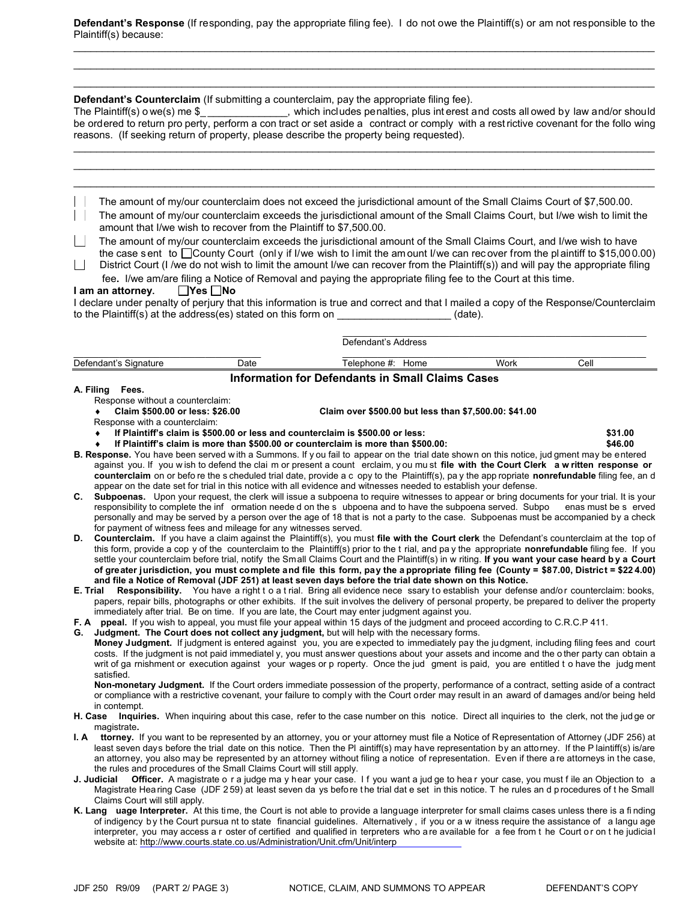**Defendant's Response** (If responding, pay the appropriate filing fee). I do not owe the Plaintiff(s) or am not responsible to the Plaintiff(s) because:

___________________________________________________________________________________________

___________________________________________________________________________________________

___________________________________________________________________________________________

**Defendant's Counterclaim** (If submitting a counterclaim, pay the appropriate filing fee).
The Plaintiff(s) owe(s) me $______________, which includes penalties, plus interest and costs allowed by law and/or should be ordered to return property, perform a contract or set aside a contract or comply with a restrictive covenant for the following reasons. (If seeking return of property, please describe the property being requested).

___________________________________________________________________________________________

___________________________________________________________________________________________

___________________________________________________________________________________________

☐ The amount of my/our counterclaim does not exceed the jurisdictional amount of the Small Claims Court of $7,500.00.

☐ The amount of my/our counterclaim exceeds the jurisdictional amount of the Small Claims Court, but I/we wish to limit the amount that I/we wish to recover from the Plaintiff to $7,500.00.

☐ The amount of my/our counterclaim exceeds the jurisdictional amount of the Small Claims Court, and I/we wish to have the case sent to ☐County Court (only if I/we wish to limit the amount I/we can recover from the plaintiff to $15,000.00)

☐ District Court (I /we do not wish to limit the amount I/we can recover from the Plaintiff(s)) and will pay the appropriate filing fee. I/we am/are filing a Notice of Removal and paying the appropriate filing fee to the Court at this time.

**I am an attorney.** ☐**Yes** ☐**No**

I declare under penalty of perjury that this information is true and correct and that I mailed a copy of the Response/Counterclaim to the Plaintiff(s) at the address(es) stated on this form on ___________________ (date).

| | | | | |
|---|---|---|---|---|
| | | Defendant's Address | | |
| Defendant's Signature | Date | Telephone #: Home | Work | Cell |

## Information for Defendants in Small Claims Cases

**A. Filing Fees.**

Response without a counterclaim:

- **Claim $500.00 or less: $26.00** **Claim over $500.00 but less than $7,500.00: $41.00**

Response with a counterclaim:

- **If Plaintiff's claim is $500.00 or less and counterclaim is $500.00 or less: $31.00**
- **If Plaintiff's claim is more than $500.00 or counterclaim is more than $500.00: $46.00**

**B. Response.** You have been served with a Summons. If you fail to appear on the trial date shown on this notice, judgment may be entered against you. If you wish to defend the claim or present a counterclaim, you must **file with the Court Clerk a written response or counterclaim** on or before the scheduled trial date, provide a copy to the Plaintiff(s), pay the appropriate **nonrefundable** filing fee, and appear on the date set for trial in this notice with all evidence and witnesses needed to establish your defense.

**C. Subpoenas.** Upon your request, the clerk will issue a subpoena to require witnesses to appear or bring documents for your trial. It is your responsibility to complete the information needed on the subpoena and to have the subpoena served. Subpoenas must be served personally and may be served by a person over the age of 18 that is not a party to the case. Subpoenas must be accompanied by a check for payment of witness fees and mileage for any witnesses served.

**D. Counterclaim.** If you have a claim against the Plaintiff(s), you must **file with the Court clerk** the Defendant's counterclaim at the top of this form, provide a copy of the counterclaim to the Plaintiff(s) prior to the trial, and pay the appropriate **nonrefundable** filing fee. If you settle your counterclaim before trial, notify the Small Claims Court and the Plaintiff(s) in writing. **If you want your case heard by a Court of greater jurisdiction, you must complete and file this form, pay the appropriate filing fee (County = $87.00, District = $224.00) and file a Notice of Removal (JDF 251) at least seven days before the trial date shown on this Notice.**

**E. Trial Responsibility.** You have a right to a trial. Bring all evidence necessary to establish your defense and/or counterclaim: books, papers, repair bills, photographs or other exhibits. If the suit involves the delivery of personal property, be prepared to deliver the property immediately after trial. Be on time. If you are late, the Court may enter judgment against you.

**F. Appeal.** If you wish to appeal, you must file your appeal within 15 days of the judgment and proceed according to C.R.C.P 411.

**G. Judgment. The Court does not collect any judgment,** but will help with the necessary forms.

**Money Judgment.** If judgment is entered against you, you are expected to immediately pay the judgment, including filing fees and court costs. If the judgment is not paid immediately, you must answer questions about your assets and income and the other party can obtain a writ of garnishment or execution against your wages or property. Once the judgment is paid, you are entitled to have the judgment satisfied.

**Non-monetary Judgment.** If the Court orders immediate possession of the property, performance of a contract, setting aside of a contract or compliance with a restrictive covenant, your failure to comply with the Court order may result in an award of damages and/or being held in contempt.

**H. Case Inquiries.** When inquiring about this case, refer to the case number on this notice. Direct all inquiries to the clerk, not the judge or magistrate.

**I. Attorney.** If you want to be represented by an attorney, you or your attorney must file a Notice of Representation of Attorney (JDF 256) at least seven days before the trial date on this notice. Then the Plaintiff(s) may have representation by an attorney. If the Plaintiff(s) is/are an attorney, you also may be represented by an attorney without filing a notice of representation. Even if there are attorneys in the case, the rules and procedures of the Small Claims Court will still apply.

**J. Judicial Officer.** A magistrate or a judge may hear your case. If you want a judge to hear your case, you must file an Objection to a Magistrate Hearing Case (JDF 259) at least seven days before the trial date set in this notice. The rules and procedures of the Small Claims Court will still apply.

**K. Language Interpreter.** At this time, the Court is not able to provide a language interpreter for small claims cases unless there is a finding of indigency by the Court pursuant to state financial guidelines. Alternatively, if you or a witness require the assistance of a language interpreter, you may access a roster of certified and qualified interpreters who are available for a fee from the Court or on the judicial website at: http://www.courts.state.co.us/Administration/Unit.cfm/Unit/interp

JDF 250 R9/09 (PART 2/ PAGE 3) NOTICE, CLAIM, AND SUMMONS TO APPEAR DEFENDANT'S COPY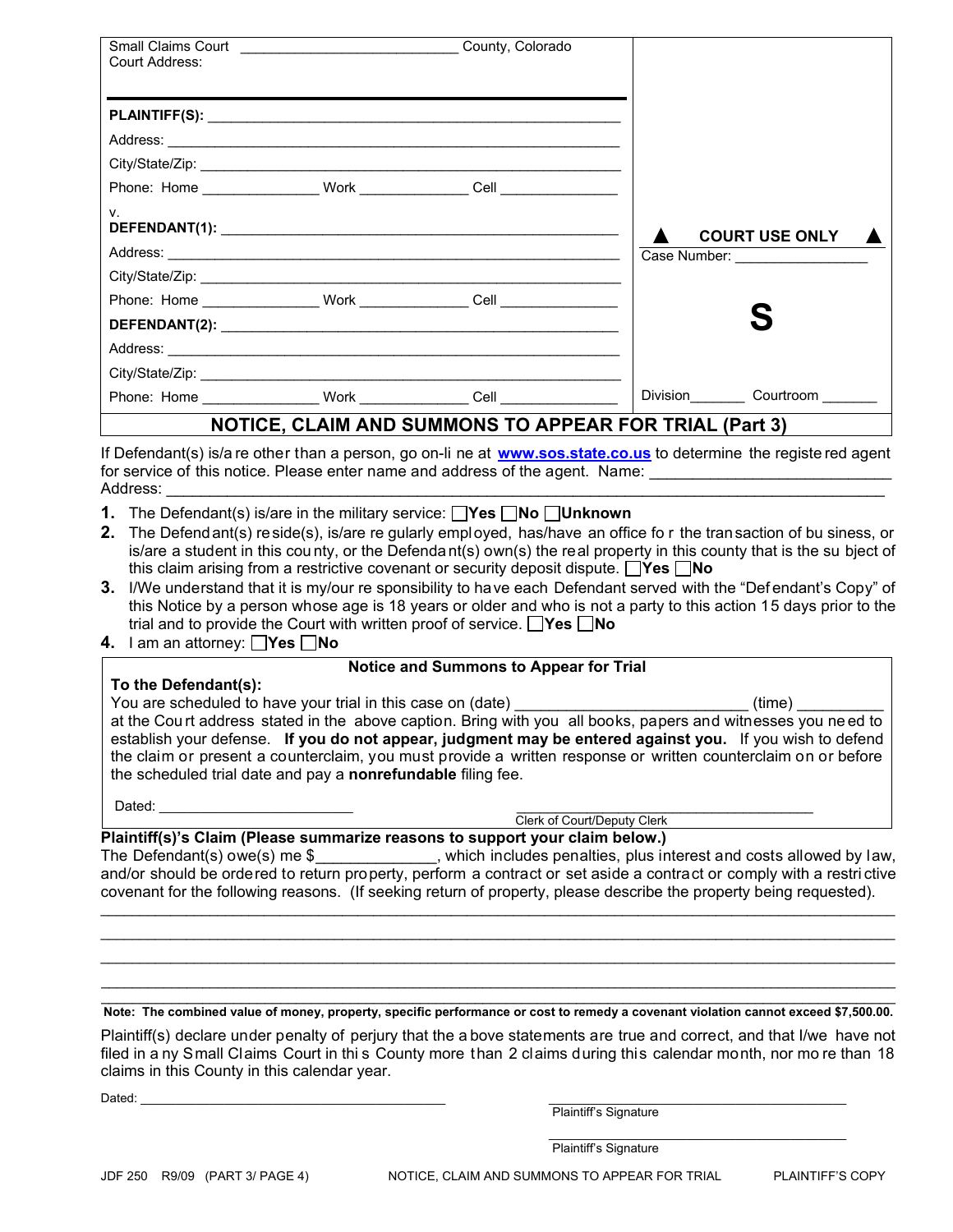| | |
|---|---|
| Small Claims Court ___________________________ County, Colorado<br>Court Address: | |
| **PLAINTIFF(S):** ____________________________________________<br>Address: ____________________________________________<br>City/State/Zip: ____________________________________________<br>Phone: Home _______________ Work ______________ Cell _______________ | |
| v.<br>**DEFENDANT(1):** ____________________________________________<br>Address: ____________________________________________<br>City/State/Zip: ____________________________________________<br>Phone: Home _______________ Work ______________ Cell _______________<br>**DEFENDANT(2):** ____________________________________________<br>Address: ____________________________________________<br>City/State/Zip: ____________________________________________<br>Phone: Home _______________ Work ______________ Cell _______________ | ▲ **COURT USE ONLY** ▲<br>Case Number: _________________<br>**S**<br>Division_______ Courtroom _______ |

## NOTICE, CLAIM AND SUMMONS TO APPEAR FOR TRIAL (Part 3)

If Defendant(s) is/are other than a person, go on-line at **www.sos.state.co.us** to determine the registered agent for service of this notice. Please enter name and address of the agent. Name: ___________________________
Address: ___________________________________________________________________________

1. The Defendant(s) is/are in the military service: ☐ **Yes** ☐ **No** ☐ **Unknown**
2. The Defendant(s) reside(s), is/are regularly employed, has/have an office for the transaction of business, or is/are a student in this county, or the Defendant(s) own(s) the real property in this county that is the subject of this claim arising from a restrictive covenant or security deposit dispute. ☐ **Yes** ☐ **No**
3. I/We understand that it is my/our responsibility to have each Defendant served with the "Defendant's Copy" of this Notice by a person whose age is 18 years or older and who is not a party to this action 15 days prior to the trial and to provide the Court with written proof of service. ☐ **Yes** ☐ **No**
4. I am an attorney: ☐ **Yes** ☐ **No**

### Notice and Summons to Appear for Trial

**To the Defendant(s):**
You are scheduled to have your trial in this case on (date) __________________________ (time) __________ at the Court address stated in the above caption. Bring with you all books, papers and witnesses you need to establish your defense. **If you do not appear, judgment may be entered against you.** If you wish to defend the claim or present a counterclaim, you must provide a written response or written counterclaim on or before the scheduled trial date and pay a **nonrefundable** filing fee.

Dated: _________________________ ____________________________________
Clerk of Court/Deputy Clerk

**Plaintiff(s)'s Claim (Please summarize reasons to support your claim below.)**
The Defendant(s) owe(s) me $______________, which includes penalties, plus interest and costs allowed by law, and/or should be ordered to return property, perform a contract or set aside a contract or comply with a restrictive covenant for the following reasons. (If seeking return of property, please describe the property being requested).

_____________________________________________________________________________________
_____________________________________________________________________________________
_____________________________________________________________________________________
_____________________________________________________________________________________

**Note: The combined value of money, property, specific performance or cost to remedy a covenant violation cannot exceed $7,500.00.**

Plaintiff(s) declare under penalty of perjury that the above statements are true and correct, and that I/we have not filed in any Small Claims Court in this County more than 2 claims during this calendar month, nor more than 18 claims in this County in this calendar year.

Dated: ________________________________________ ____________________________________
Plaintiff's Signature

____________________________________
Plaintiff's Signature

JDF 250 R9/09 (PART 3/ PAGE 4) NOTICE, CLAIM AND SUMMONS TO APPEAR FOR TRIAL PLAINTIFF'S COPY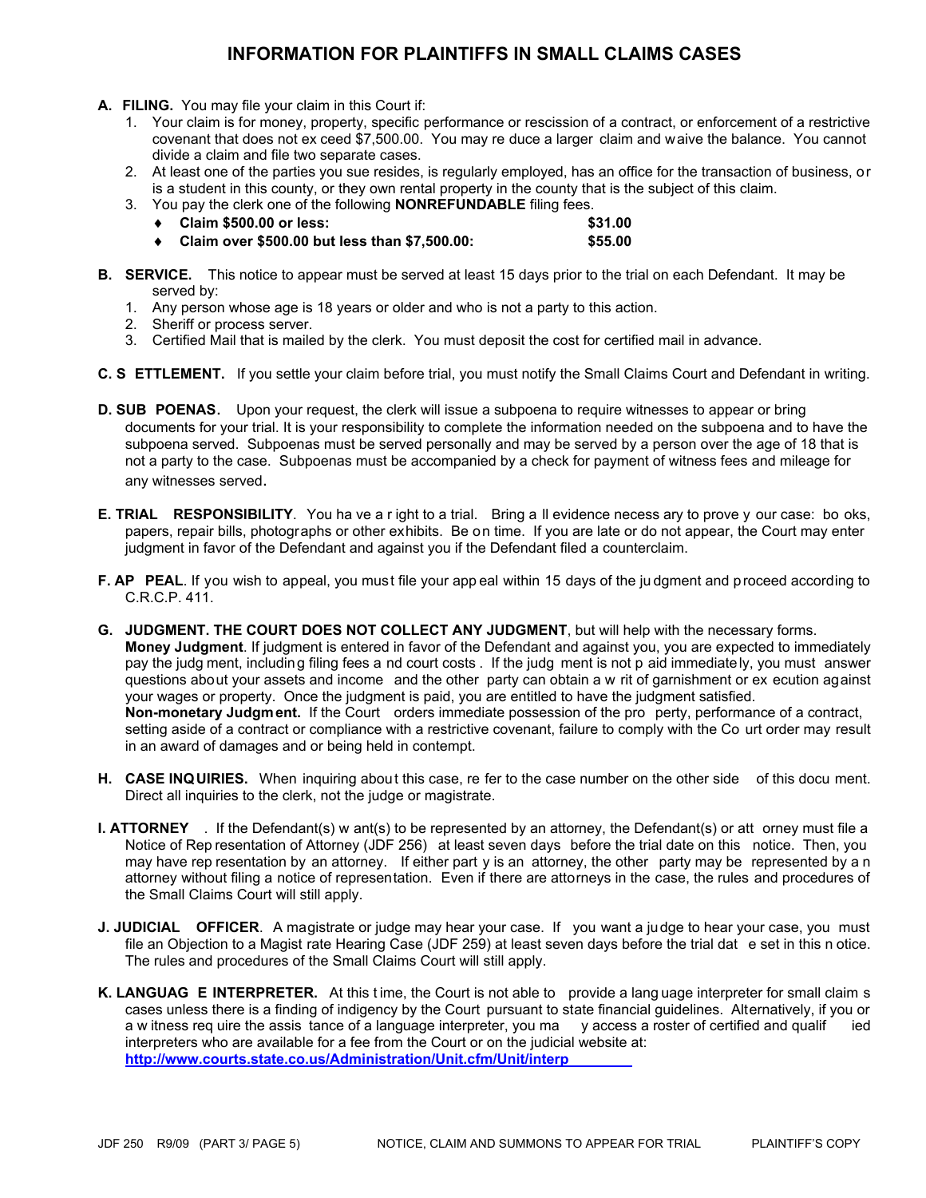# INFORMATION FOR PLAINTIFFS IN SMALL CLAIMS CASES

**A. FILING.** You may file your claim in this Court if:

1. Your claim is for money, property, specific performance or rescission of a contract, or enforcement of a restrictive covenant that does not exceed $7,500.00. You may reduce a larger claim and waive the balance. You cannot divide a claim and file two separate cases.
2. At least one of the parties you sue resides, is regularly employed, has an office for the transaction of business, or is a student in this county, or they own rental property in the county that is the subject of this claim.
3. You pay the clerk one of the following **NONREFUNDABLE** filing fees.
   - **Claim $500.00 or less: $31.00**
   - **Claim over $500.00 but less than $7,500.00: $55.00**

**B. SERVICE.** This notice to appear must be served at least 15 days prior to the trial on each Defendant. It may be served by:

1. Any person whose age is 18 years or older and who is not a party to this action.
2. Sheriff or process server.
3. Certified Mail that is mailed by the clerk. You must deposit the cost for certified mail in advance.

**C. SETTLEMENT.** If you settle your claim before trial, you must notify the Small Claims Court and Defendant in writing.

**D. SUBPOENAS.** Upon your request, the clerk will issue a subpoena to require witnesses to appear or bring documents for your trial. It is your responsibility to complete the information needed on the subpoena and to have the subpoena served. Subpoenas must be served personally and may be served by a person over the age of 18 that is not a party to the case. Subpoenas must be accompanied by a check for payment of witness fees and mileage for any witnesses served.

**E. TRIAL RESPONSIBILITY**. You have a right to a trial. Bring all evidence necessary to prove your case: books, papers, repair bills, photographs or other exhibits. Be on time. If you are late or do not appear, the Court may enter judgment in favor of the Defendant and against you if the Defendant filed a counterclaim.

**F. APPEAL**. If you wish to appeal, you must file your appeal within 15 days of the judgment and proceed according to C.R.C.P. 411.

**G. JUDGMENT. THE COURT DOES NOT COLLECT ANY JUDGMENT**, but will help with the necessary forms.
**Money Judgment**. If judgment is entered in favor of the Defendant and against you, you are expected to immediately pay the judgment, including filing fees and court costs. If the judgment is not paid immediately, you must answer questions about your assets and income and the other party can obtain a writ of garnishment or execution against your wages or property. Once the judgment is paid, you are entitled to have the judgment satisfied.
**Non-monetary Judgment.** If the Court orders immediate possession of the property, performance of a contract, setting aside of a contract or compliance with a restrictive covenant, failure to comply with the Court order may result in an award of damages and or being held in contempt.

**H. CASE INQUIRIES.** When inquiring about this case, refer to the case number on the other side of this document. Direct all inquiries to the clerk, not the judge or magistrate.

**I. ATTORNEY**. If the Defendant(s) want(s) to be represented by an attorney, the Defendant(s) or attorney must file a Notice of Representation of Attorney (JDF 256) at least seven days before the trial date on this notice. Then, you may have representation by an attorney. If either party is an attorney, the other party may be represented by an attorney without filing a notice of representation. Even if there are attorneys in the case, the rules and procedures of the Small Claims Court will still apply.

**J. JUDICIAL OFFICER**. A magistrate or judge may hear your case. If you want a judge to hear your case, you must file an Objection to a Magistrate Hearing Case (JDF 259) at least seven days before the trial date set in this notice. The rules and procedures of the Small Claims Court will still apply.

**K. LANGUAGE INTERPRETER.** At this time, the Court is not able to provide a language interpreter for small claims cases unless there is a finding of indigency by the Court pursuant to state financial guidelines. Alternatively, if you or a witness require the assistance of a language interpreter, you may access a roster of certified and qualified interpreters who are available for a fee from the Court or on the judicial website at:
**http://www.courts.state.co.us/Administration/Unit.cfm/Unit/interp**

JDF 250 R9/09 (PART 3/ PAGE 5) NOTICE, CLAIM AND SUMMONS TO APPEAR FOR TRIAL PLAINTIFF'S COPY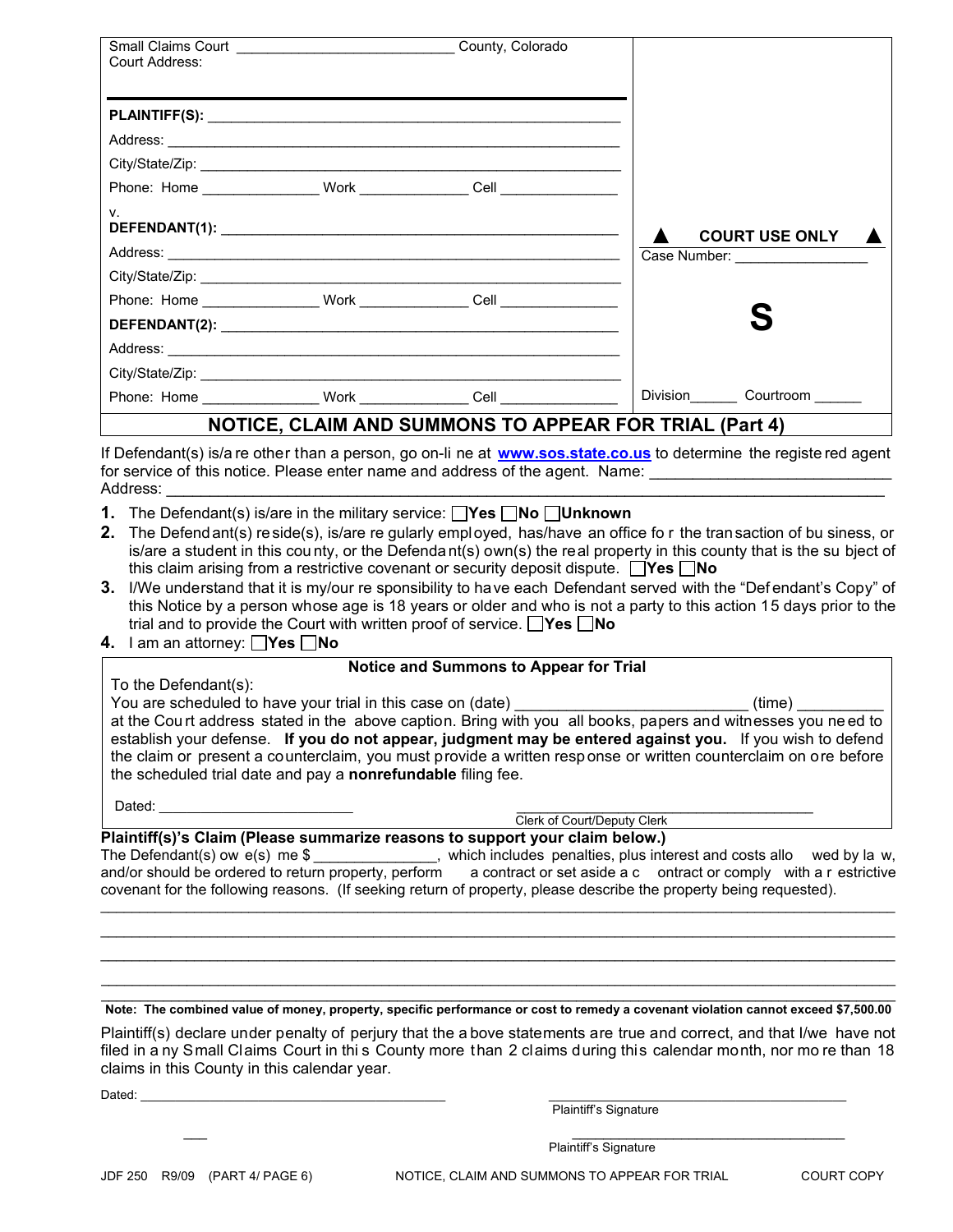| | |
|---|---|
| Small Claims Court ___________________________ County, Colorado<br>Court Address:<br><br>**PLAINTIFF(S):** ______________________________________________<br>Address: ______________________________________________________<br>City/State/Zip: _________________________________________________<br>Phone: Home _______________ Work ______________ Cell _______________<br>v.<br>**DEFENDANT(1):** ____________________________________________<br>Address: ______________________________________________________<br>City/State/Zip: _________________________________________________<br>Phone: Home _______________ Work ______________ Cell _______________<br>**DEFENDANT(2):** ____________________________________________<br>Address: ______________________________________________________<br>City/State/Zip: _________________________________________________<br>Phone: Home _______________ Work ______________ Cell _______________ | ▲ **COURT USE ONLY** ▲<br>Case Number: _________________<br><br>**S**<br><br>Division______ Courtroom ______ |

## NOTICE, CLAIM AND SUMMONS TO APPEAR FOR TRIAL (Part 4)

If Defendant(s) is/are other than a person, go on-line at **www.sos.state.co.us** to determine the registered agent for service of this notice. Please enter name and address of the agent. Name: ____________________________
Address: ______________________________________________________________________________

1. The Defendant(s) is/are in the military service: ☐ **Yes** ☐ **No** ☐ **Unknown**
2. The Defendant(s) reside(s), is/are regularly employed, has/have an office for the transaction of business, or is/are a student in this county, or the Defendant(s) own(s) the real property in this county that is the subject of this claim arising from a restrictive covenant or security deposit dispute. ☐ **Yes** ☐ **No**
3. I/We understand that it is my/our responsibility to have each Defendant served with the "Defendant's Copy" of this Notice by a person whose age is 18 years or older and who is not a party to this action 15 days prior to the trial and to provide the Court with written proof of service. ☐ **Yes** ☐ **No**
4. I am an attorney: ☐ **Yes** ☐ **No**

### Notice and Summons to Appear for Trial

To the Defendant(s):
You are scheduled to have your trial in this case on (date) __________________________ (time) __________ at the Court address stated in the above caption. Bring with you all books, papers and witnesses you need to establish your defense. **If you do not appear, judgment may be entered against you.** If you wish to defend the claim or present a counterclaim, you must provide a written response or written counterclaim on or before the scheduled trial date and pay a **nonrefundable** filing fee.

Dated: __________________________ ____________________________________
Clerk of Court/Deputy Clerk

**Plaintiff(s)'s Claim (Please summarize reasons to support your claim below.)**
The Defendant(s) owe(s) me $ _______________, which includes penalties, plus interest and costs allowed by law, and/or should be ordered to return property, perform a contract or set aside a contract or comply with a restrictive covenant for the following reasons. (If seeking return of property, please describe the property being requested).

______________________________________________________________________________________
______________________________________________________________________________________
______________________________________________________________________________________
______________________________________________________________________________________

**Note: The combined value of money, property, specific performance or cost to remedy a covenant violation cannot exceed $7,500.00**

Plaintiff(s) declare under penalty of perjury that the above statements are true and correct, and that I/we have not filed in any Small Claims Court in this County more than 2 claims during this calendar month, nor more than 18 claims in this County in this calendar year.

Dated: ___________________________________________ ____________________________________
Plaintiff's Signature

____________________________________
Plaintiff's Signature

JDF 250 R9/09 (PART 4/ PAGE 6) NOTICE, CLAIM AND SUMMONS TO APPEAR FOR TRIAL COURT COPY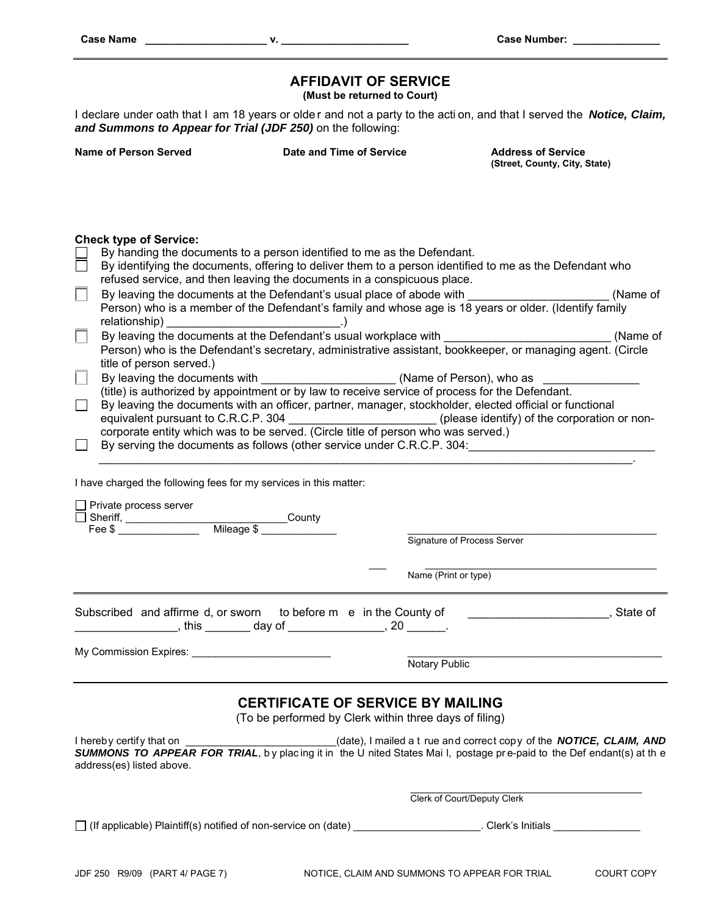Case Name ____________________ v. _____________________ Case Number: ______________

## AFFIDAVIT OF SERVICE

**(Must be returned to Court)**

I declare under oath that I am 18 years or older and not a party to the action, and that I served the ***Notice, Claim, and Summons to Appear for Trial (JDF 250)*** on the following:

| **Name of Person Served** | **Date and Time of Service** | **Address of Service** **(Street, County, City, State)** |
|---|---|---|
| | | |

**Check type of Service:**

- ☐ By handing the documents to a person identified to me as the Defendant.
- ☐ By identifying the documents, offering to deliver them to a person identified to me as the Defendant who refused service, and then leaving the documents in a conspicuous place.
- ☐ By leaving the documents at the Defendant's usual place of abode with ______________________ (Name of Person) who is a member of the Defendant's family and whose age is 18 years or older. (Identify family relationship) ___________________________.)
- ☐ By leaving the documents at the Defendant's usual workplace with _________________________ (Name of Person) who is the Defendant's secretary, administrative assistant, bookkeeper, or managing agent. (Circle title of person served.)
- ☐ By leaving the documents with ____________________ (Name of Person), who as _______________ (title) is authorized by appointment or by law to receive service of process for the Defendant.
- ☐ By leaving the documents with an officer, partner, manager, stockholder, elected official or functional equivalent pursuant to C.R.C.P. 304 _______________________ (please identify) of the corporation or non-corporate entity which was to be served. (Circle title of person who was served.)
- ☐ By serving the documents as follows (other service under C.R.C.P. 304:_____________________________ ________________________________________________________________________________________.

I have charged the following fees for my services in this matter:

☐ Private process server

☐ Sheriff, ____________________________County

Fee $ ______________ Mileage $ _____________

___________________________________________
Signature of Process Server

___________________________________________
Name (Print or type)

Subscribed and affirmed, or sworn to before me in the County of ______________________, State of ________________, this _______ day of _______________, 20 ______.

My Commission Expires: ________________________

___________________________________________
Notary Public

## CERTIFICATE OF SERVICE BY MAILING

(To be performed by Clerk within three days of filing)

I hereby certify that on _________________________(date), I mailed a true and correct copy of the ***NOTICE, CLAIM, AND SUMMONS TO APPEAR FOR TRIAL***, by placing it in the United States Mail, postage pre-paid to the Defendant(s) at the address(es) listed above.

___________________________________________
Clerk of Court/Deputy Clerk

☐ (If applicable) Plaintiff(s) notified of non-service on (date) ______________________. Clerk's Initials _______________

JDF 250 R9/09 (PART 4/ PAGE 7) NOTICE, CLAIM AND SUMMONS TO APPEAR FOR TRIAL COURT COPY